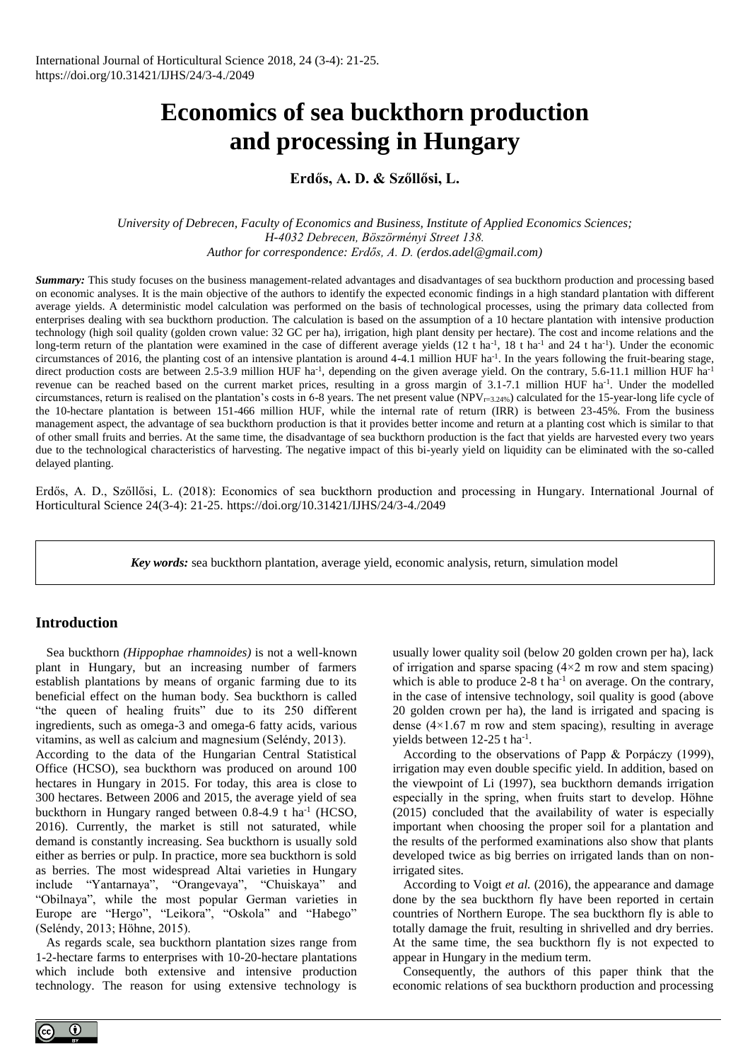International Journal of Horticultural Science 2018, 24 (3-4): 21-25.
https://doi.org/10.31421/IJHS/24/3-4./2049

# Economics of sea buckthorn production and processing in Hungary

**Erdős, A. D. & Szőllősi, L.**

*University of Debrecen, Faculty of Economics and Business, Institute of Applied Economics Sciences; H-4032 Debrecen, Böszörményi Street 138.*
*Author for correspondence: Erdős, A. D. (erdos.adel@gmail.com)*

***Summary:*** This study focuses on the business management-related advantages and disadvantages of sea buckthorn production and processing based on economic analyses. It is the main objective of the authors to identify the expected economic findings in a high standard plantation with different average yields. A deterministic model calculation was performed on the basis of technological processes, using the primary data collected from enterprises dealing with sea buckthorn production. The calculation is based on the assumption of a 10 hectare plantation with intensive production technology (high soil quality (golden crown value: 32 GC per ha), irrigation, high plant density per hectare). The cost and income relations and the long-term return of the plantation were examined in the case of different average yields (12 t $ha^{-1}$, 18 t $ha^{-1}$ and 24 t $ha^{-1}$). Under the economic circumstances of 2016, the planting cost of an intensive plantation is around 4-4.1 million HUF $ha^{-1}$. In the years following the fruit-bearing stage, direct production costs are between 2.5-3.9 million HUF $ha^{-1}$, depending on the given average yield. On the contrary, 5.6-11.1 million HUF $ha^{-1}$ revenue can be reached based on the current market prices, resulting in a gross margin of 3.1-7.1 million HUF $ha^{-1}$. Under the modelled circumstances, return is realised on the plantation's costs in 6-8 years. The net present value ($NPV_{r=3.24\%}$) calculated for the 15-year-long life cycle of the 10-hectare plantation is between 151-466 million HUF, while the internal rate of return (IRR) is between 23-45%. From the business management aspect, the advantage of sea buckthorn production is that it provides better income and return at a planting cost which is similar to that of other small fruits and berries. At the same time, the disadvantage of sea buckthorn production is the fact that yields are harvested every two years due to the technological characteristics of harvesting. The negative impact of this bi-yearly yield on liquidity can be eliminated with the so-called delayed planting.

Erdős, A. D., Szőllősi, L. (2018): Economics of sea buckthorn production and processing in Hungary. International Journal of Horticultural Science 24(3-4): 21-25. https://doi.org/10.31421/IJHS/24/3-4./2049

***Key words:*** sea buckthorn plantation, average yield, economic analysis, return, simulation model

## Introduction

Sea buckthorn *(Hippophae rhamnoides)* is not a well-known plant in Hungary, but an increasing number of farmers establish plantations by means of organic farming due to its beneficial effect on the human body. Sea buckthorn is called "the queen of healing fruits" due to its 250 different ingredients, such as omega-3 and omega-6 fatty acids, various vitamins, as well as calcium and magnesium (Seléndy, 2013).

According to the data of the Hungarian Central Statistical Office (HCSO), sea buckthorn was produced on around 100 hectares in Hungary in 2015. For today, this area is close to 300 hectares. Between 2006 and 2015, the average yield of sea buckthorn in Hungary ranged between 0.8-4.9 t $ha^{-1}$ (HCSO, 2016). Currently, the market is still not saturated, while demand is constantly increasing. Sea buckthorn is usually sold either as berries or pulp. In practice, more sea buckthorn is sold as berries. The most widespread Altai varieties in Hungary include "Yantarnaya", "Orangevaya", "Chuiskaya" and "Obilnaya", while the most popular German varieties in Europe are "Hergo", "Leikora", "Oskola" and "Habego" (Seléndy, 2013; Höhne, 2015).

As regards scale, sea buckthorn plantation sizes range from 1-2-hectare farms to enterprises with 10-20-hectare plantations which include both extensive and intensive production technology. The reason for using extensive technology is usually lower quality soil (below 20 golden crown per ha), lack of irrigation and sparse spacing (4×2 m row and stem spacing) which is able to produce 2-8 t $ha^{-1}$ on average. On the contrary, in the case of intensive technology, soil quality is good (above 20 golden crown per ha), the land is irrigated and spacing is dense (4×1.67 m row and stem spacing), resulting in average yields between 12-25 t $ha^{-1}$.

According to the observations of Papp & Porpáczy (1999), irrigation may even double specific yield. In addition, based on the viewpoint of Li (1997), sea buckthorn demands irrigation especially in the spring, when fruits start to develop. Höhne (2015) concluded that the availability of water is especially important when choosing the proper soil for a plantation and the results of the performed examinations also show that plants developed twice as big berries on irrigated lands than on non-irrigated sites.

According to Voigt *et al.* (2016), the appearance and damage done by the sea buckthorn fly have been reported in certain countries of Northern Europe. The sea buckthorn fly is able to totally damage the fruit, resulting in shrivelled and dry berries. At the same time, the sea buckthorn fly is not expected to appear in Hungary in the medium term.

Consequently, the authors of this paper think that the economic relations of sea buckthorn production and processing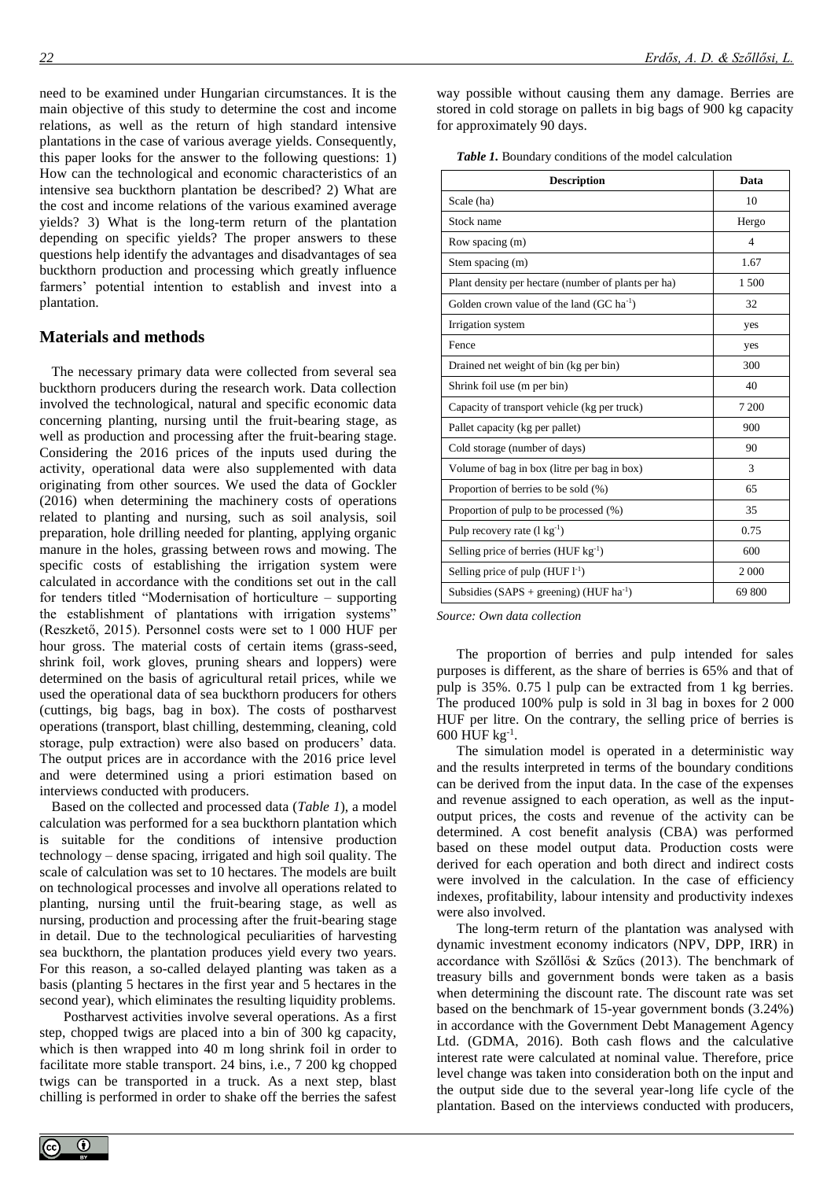need to be examined under Hungarian circumstances. It is the main objective of this study to determine the cost and income relations, as well as the return of high standard intensive plantations in the case of various average yields. Consequently, this paper looks for the answer to the following questions: 1) How can the technological and economic characteristics of an intensive sea buckthorn plantation be described? 2) What are the cost and income relations of the various examined average yields? 3) What is the long-term return of the plantation depending on specific yields? The proper answers to these questions help identify the advantages and disadvantages of sea buckthorn production and processing which greatly influence farmers' potential intention to establish and invest into a plantation.

## Materials and methods

The necessary primary data were collected from several sea buckthorn producers during the research work. Data collection involved the technological, natural and specific economic data concerning planting, nursing until the fruit-bearing stage, as well as production and processing after the fruit-bearing stage. Considering the 2016 prices of the inputs used during the activity, operational data were also supplemented with data originating from other sources. We used the data of Gockler (2016) when determining the machinery costs of operations related to planting and nursing, such as soil analysis, soil preparation, hole drilling needed for planting, applying organic manure in the holes, grassing between rows and mowing. The specific costs of establishing the irrigation system were calculated in accordance with the conditions set out in the call for tenders titled "Modernisation of horticulture – supporting the establishment of plantations with irrigation systems" (Reszkető, 2015). Personnel costs were set to 1 000 HUF per hour gross. The material costs of certain items (grass-seed, shrink foil, work gloves, pruning shears and loppers) were determined on the basis of agricultural retail prices, while we used the operational data of sea buckthorn producers for others (cuttings, big bags, bag in box). The costs of postharvest operations (transport, blast chilling, destemming, cleaning, cold storage, pulp extraction) were also based on producers' data. The output prices are in accordance with the 2016 price level and were determined using a priori estimation based on interviews conducted with producers.

Based on the collected and processed data (*Table 1*), a model calculation was performed for a sea buckthorn plantation which is suitable for the conditions of intensive production technology – dense spacing, irrigated and high soil quality. The scale of calculation was set to 10 hectares. The models are built on technological processes and involve all operations related to planting, nursing until the fruit-bearing stage, as well as nursing, production and processing after the fruit-bearing stage in detail. Due to the technological peculiarities of harvesting sea buckthorn, the plantation produces yield every two years. For this reason, a so-called delayed planting was taken as a basis (planting 5 hectares in the first year and 5 hectares in the second year), which eliminates the resulting liquidity problems.

Postharvest activities involve several operations. As a first step, chopped twigs are placed into a bin of 300 kg capacity, which is then wrapped into 40 m long shrink foil in order to facilitate more stable transport. 24 bins, i.e., 7 200 kg chopped twigs can be transported in a truck. As a next step, blast chilling is performed in order to shake off the berries the safest way possible without causing them any damage. Berries are stored in cold storage on pallets in big bags of 900 kg capacity for approximately 90 days.

***Table 1.*** Boundary conditions of the model calculation

| Description | Data |
|---|---|
| Scale (ha) | 10 |
| Stock name | Hergo |
| Row spacing (m) | 4 |
| Stem spacing (m) | 1.67 |
| Plant density per hectare (number of plants per ha) | 1 500 |
| Golden crown value of the land (GC ha$^{-1}$) | 32 |
| Irrigation system | yes |
| Fence | yes |
| Drained net weight of bin (kg per bin) | 300 |
| Shrink foil use (m per bin) | 40 |
| Capacity of transport vehicle (kg per truck) | 7 200 |
| Pallet capacity (kg per pallet) | 900 |
| Cold storage (number of days) | 90 |
| Volume of bag in box (litre per bag in box) | 3 |
| Proportion of berries to be sold (%) | 65 |
| Proportion of pulp to be processed (%) | 35 |
| Pulp recovery rate (l kg$^{-1}$) | 0.75 |
| Selling price of berries (HUF kg$^{-1}$) | 600 |
| Selling price of pulp (HUF l$^{-1}$) | 2 000 |
| Subsidies (SAPS + greening) (HUF ha$^{-1}$) | 69 800 |

*Source: Own data collection*

The proportion of berries and pulp intended for sales purposes is different, as the share of berries is 65% and that of pulp is 35%. 0.75 l pulp can be extracted from 1 kg berries. The produced 100% pulp is sold in 3l bag in boxes for 2 000 HUF per litre. On the contrary, the selling price of berries is 600 HUF kg$^{-1}$.

The simulation model is operated in a deterministic way and the results interpreted in terms of the boundary conditions can be derived from the input data. In the case of the expenses and revenue assigned to each operation, as well as the input-output prices, the costs and revenue of the activity can be determined. A cost benefit analysis (CBA) was performed based on these model output data. Production costs were derived for each operation and both direct and indirect costs were involved in the calculation. In the case of efficiency indexes, profitability, labour intensity and productivity indexes were also involved.

The long-term return of the plantation was analysed with dynamic investment economy indicators (NPV, DPP, IRR) in accordance with Szőllősi & Szűcs (2013). The benchmark of treasury bills and government bonds were taken as a basis when determining the discount rate. The discount rate was set based on the benchmark of 15-year government bonds (3.24%) in accordance with the Government Debt Management Agency Ltd. (GDMA, 2016). Both cash flows and the calculative interest rate were calculated at nominal value. Therefore, price level change was taken into consideration both on the input and the output side due to the several year-long life cycle of the plantation. Based on the interviews conducted with producers,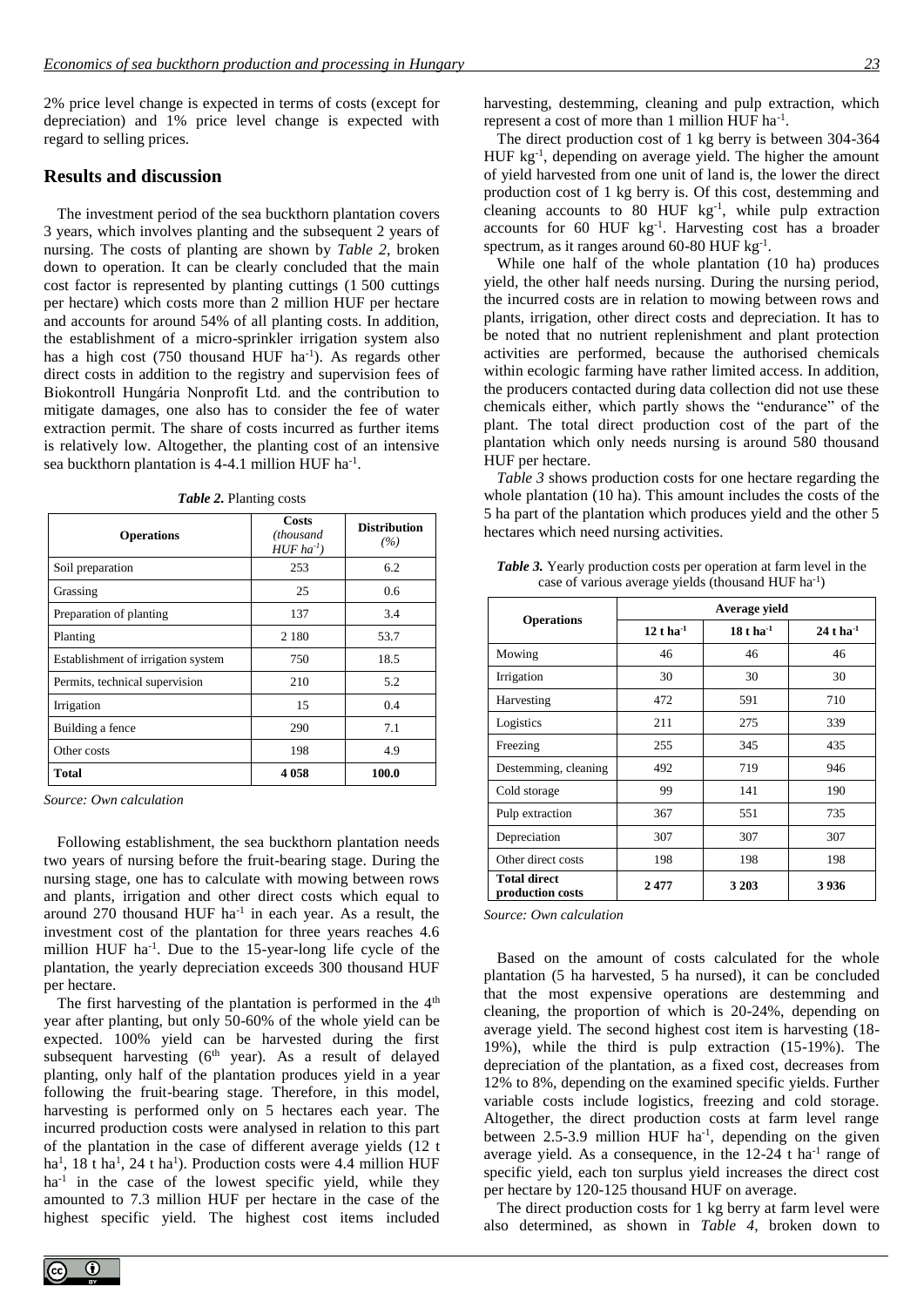2% price level change is expected in terms of costs (except for depreciation) and 1% price level change is expected with regard to selling prices.

## Results and discussion

The investment period of the sea buckthorn plantation covers 3 years, which involves planting and the subsequent 2 years of nursing. The costs of planting are shown by *Table 2*, broken down to operation. It can be clearly concluded that the main cost factor is represented by planting cuttings (1 500 cuttings per hectare) which costs more than 2 million HUF per hectare and accounts for around 54% of all planting costs. In addition, the establishment of a micro-sprinkler irrigation system also has a high cost (750 thousand HUF $ha^{-1}$). As regards other direct costs in addition to the registry and supervision fees of Biokontroll Hungária Nonprofit Ltd. and the contribution to mitigate damages, one also has to consider the fee of water extraction permit. The share of costs incurred as further items is relatively low. Altogether, the planting cost of an intensive sea buckthorn plantation is 4-4.1 million HUF $ha^{-1}$.

***Table 2.*** Planting costs

| Operations | Costs *(thousand HUF $ha^{-1}$)* | Distribution *(%)* |
|---|---|---|
| Soil preparation | 253 | 6.2 |
| Grassing | 25 | 0.6 |
| Preparation of planting | 137 | 3.4 |
| Planting | 2 180 | 53.7 |
| Establishment of irrigation system | 750 | 18.5 |
| Permits, technical supervision | 210 | 5.2 |
| Irrigation | 15 | 0.4 |
| Building a fence | 290 | 7.1 |
| Other costs | 198 | 4.9 |
| **Total** | **4 058** | **100.0** |

*Source: Own calculation*

Following establishment, the sea buckthorn plantation needs two years of nursing before the fruit-bearing stage. During the nursing stage, one has to calculate with mowing between rows and plants, irrigation and other direct costs which equal to around 270 thousand HUF $ha^{-1}$ in each year. As a result, the investment cost of the plantation for three years reaches 4.6 million HUF $ha^{-1}$. Due to the 15-year-long life cycle of the plantation, the yearly depreciation exceeds 300 thousand HUF per hectare.

The first harvesting of the plantation is performed in the 4th year after planting, but only 50-60% of the whole yield can be expected. 100% yield can be harvested during the first subsequent harvesting (6th year). As a result of delayed planting, only half of the plantation produces yield in a year following the fruit-bearing stage. Therefore, in this model, harvesting is performed only on 5 hectares each year. The incurred production costs were analysed in relation to this part of the plantation in the case of different average yields (12 t $ha^{1}$, 18 t $ha^{1}$, 24 t $ha^{1}$). Production costs were 4.4 million HUF $ha^{-1}$ in the case of the lowest specific yield, while they amounted to 7.3 million HUF per hectare in the case of the highest specific yield. The highest cost items included harvesting, destemming, cleaning and pulp extraction, which represent a cost of more than 1 million HUF $ha^{-1}$.

The direct production cost of 1 kg berry is between 304-364 HUF $kg^{-1}$, depending on average yield. The higher the amount of yield harvested from one unit of land is, the lower the direct production cost of 1 kg berry is. Of this cost, destemming and cleaning accounts to 80 HUF $kg^{-1}$, while pulp extraction accounts for 60 HUF $kg^{-1}$. Harvesting cost has a broader spectrum, as it ranges around 60-80 HUF $kg^{-1}$.

While one half of the whole plantation (10 ha) produces yield, the other half needs nursing. During the nursing period, the incurred costs are in relation to mowing between rows and plants, irrigation, other direct costs and depreciation. It has to be noted that no nutrient replenishment and plant protection activities are performed, because the authorised chemicals within ecologic farming have rather limited access. In addition, the producers contacted during data collection did not use these chemicals either, which partly shows the "endurance" of the plant. The total direct production cost of the part of the plantation which only needs nursing is around 580 thousand HUF per hectare.

*Table 3* shows production costs for one hectare regarding the whole plantation (10 ha). This amount includes the costs of the 5 ha part of the plantation which produces yield and the other 5 hectares which need nursing activities.

***Table 3.*** Yearly production costs per operation at farm level in the case of various average yields (thousand HUF $ha^{-1}$)

| Operations | Average yield | | |
|---|---|---|---|
| | **12 t $ha^{-1}$** | **18 t $ha^{-1}$** | **24 t $ha^{-1}$** |
| Mowing | 46 | 46 | 46 |
| Irrigation | 30 | 30 | 30 |
| Harvesting | 472 | 591 | 710 |
| Logistics | 211 | 275 | 339 |
| Freezing | 255 | 345 | 435 |
| Destemming, cleaning | 492 | 719 | 946 |
| Cold storage | 99 | 141 | 190 |
| Pulp extraction | 367 | 551 | 735 |
| Depreciation | 307 | 307 | 307 |
| Other direct costs | 198 | 198 | 198 |
| **Total direct production costs** | **2 477** | **3 203** | **3 936** |

*Source: Own calculation*

Based on the amount of costs calculated for the whole plantation (5 ha harvested, 5 ha nursed), it can be concluded that the most expensive operations are destemming and cleaning, the proportion of which is 20-24%, depending on average yield. The second highest cost item is harvesting (18-19%), while the third is pulp extraction (15-19%). The depreciation of the plantation, as a fixed cost, decreases from 12% to 8%, depending on the examined specific yields. Further variable costs include logistics, freezing and cold storage. Altogether, the direct production costs at farm level range between 2.5-3.9 million HUF $ha^{-1}$, depending on the given average yield. As a consequence, in the 12-24 t $ha^{-1}$ range of specific yield, each ton surplus yield increases the direct cost per hectare by 120-125 thousand HUF on average.

The direct production costs for 1 kg berry at farm level were also determined, as shown in *Table 4*, broken down to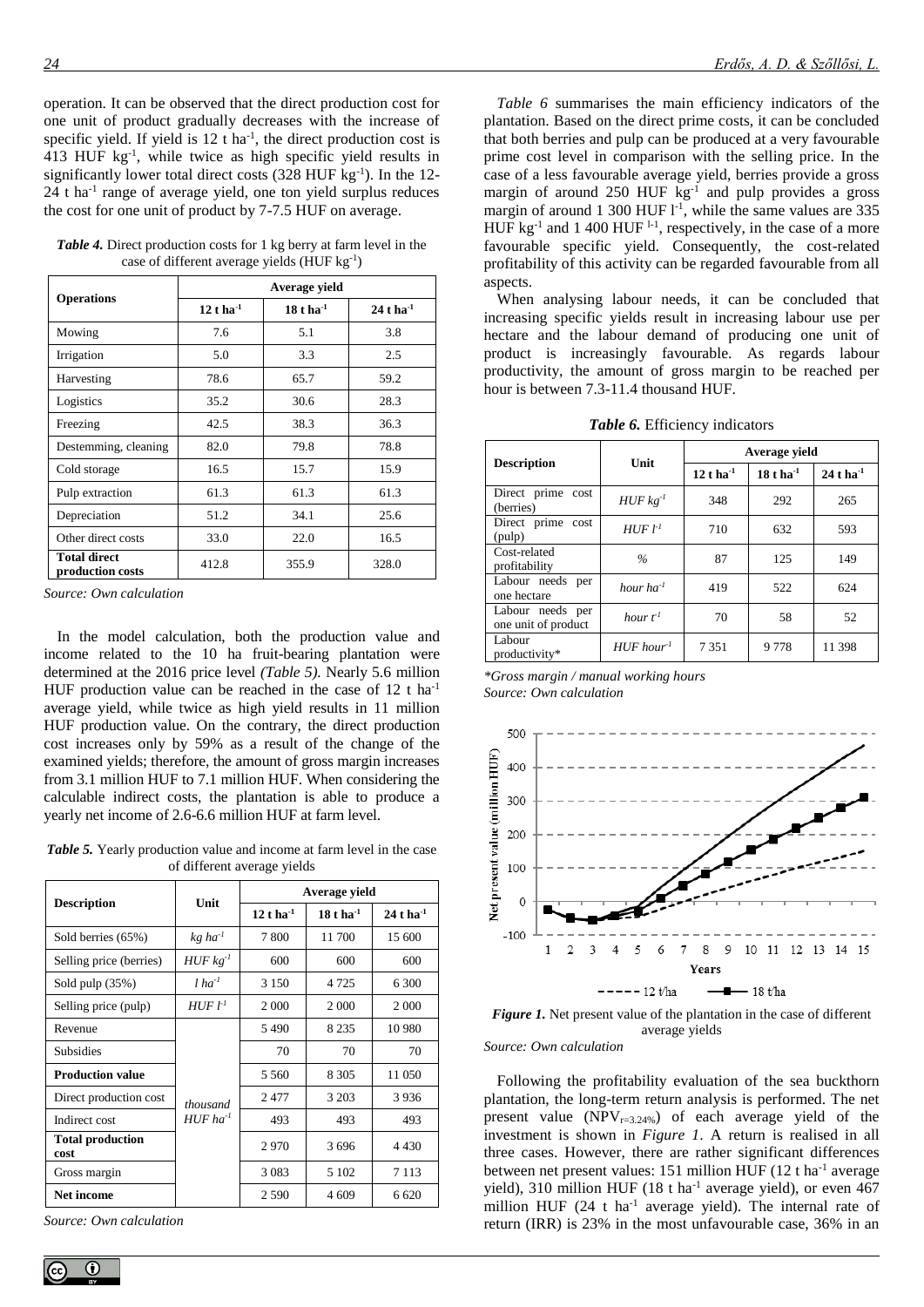operation. It can be observed that the direct production cost for one unit of product gradually decreases with the increase of specific yield. If yield is 12 t ha$^{-1}$, the direct production cost is 413 HUF kg$^{-1}$, while twice as high specific yield results in significantly lower total direct costs (328 HUF kg$^{-1}$). In the 12-24 t ha$^{-1}$ range of average yield, one ton yield surplus reduces the cost for one unit of product by 7-7.5 HUF on average.

***Table 4.*** Direct production costs for 1 kg berry at farm level in the case of different average yields (HUF kg$^{-1}$)

| Operations | Average yield | | |
|---|---|---|---|
| | 12 t ha$^{-1}$ | 18 t ha$^{-1}$ | 24 t ha$^{-1}$ |
| Mowing | 7.6 | 5.1 | 3.8 |
| Irrigation | 5.0 | 3.3 | 2.5 |
| Harvesting | 78.6 | 65.7 | 59.2 |
| Logistics | 35.2 | 30.6 | 28.3 |
| Freezing | 42.5 | 38.3 | 36.3 |
| Destemming, cleaning | 82.0 | 79.8 | 78.8 |
| Cold storage | 16.5 | 15.7 | 15.9 |
| Pulp extraction | 61.3 | 61.3 | 61.3 |
| Depreciation | 51.2 | 34.1 | 25.6 |
| Other direct costs | 33.0 | 22.0 | 16.5 |
| **Total direct production costs** | 412.8 | 355.9 | 328.0 |

*Source: Own calculation*

In the model calculation, both the production value and income related to the 10 ha fruit-bearing plantation were determined at the 2016 price level *(Table 5)*. Nearly 5.6 million HUF production value can be reached in the case of 12 t ha$^{-1}$ average yield, while twice as high yield results in 11 million HUF production value. On the contrary, the direct production cost increases only by 59% as a result of the change of the examined yields; therefore, the amount of gross margin increases from 3.1 million HUF to 7.1 million HUF. When considering the calculable indirect costs, the plantation is able to produce a yearly net income of 2.6-6.6 million HUF at farm level.

***Table 5.*** Yearly production value and income at farm level in the case of different average yields

| Description | Unit | Average yield | | |
|---|---|---|---|---|
| | | 12 t ha$^{-1}$ | 18 t ha$^{-1}$ | 24 t ha$^{-1}$ |
| Sold berries (65%) | *kg ha$^{-1}$* | 7 800 | 11 700 | 15 600 |
| Selling price (berries) | *HUF kg$^{-1}$* | 600 | 600 | 600 |
| Sold pulp (35%) | *l ha$^{-1}$* | 3 150 | 4 725 | 6 300 |
| Selling price (pulp) | *HUF l$^{-1}$* | 2 000 | 2 000 | 2 000 |
| Revenue | *thousand HUF ha$^{-1}$* | 5 490 | 8 235 | 10 980 |
| Subsidies | | 70 | 70 | 70 |
| **Production value** | | 5 560 | 8 305 | 11 050 |
| Direct production cost | | 2 477 | 3 203 | 3 936 |
| Indirect cost | | 493 | 493 | 493 |
| **Total production cost** | | 2 970 | 3 696 | 4 430 |
| Gross margin | | 3 083 | 5 102 | 7 113 |
| **Net income** | | 2 590 | 4 609 | 6 620 |

*Source: Own calculation*

*Table 6* summarises the main efficiency indicators of the plantation. Based on the direct prime costs, it can be concluded that both berries and pulp can be produced at a very favourable prime cost level in comparison with the selling price. In the case of a less favourable average yield, berries provide a gross margin of around 250 HUF kg$^{-1}$ and pulp provides a gross margin of around 1 300 HUF l$^{-1}$, while the same values are 335 HUF kg$^{-1}$ and 1 400 HUF l$^{-1}$, respectively, in the case of a more favourable specific yield. Consequently, the cost-related profitability of this activity can be regarded favourable from all aspects.

When analysing labour needs, it can be concluded that increasing specific yields result in increasing labour use per hectare and the labour demand of producing one unit of product is increasingly favourable. As regards labour productivity, the amount of gross margin to be reached per hour is between 7.3-11.4 thousand HUF.

***Table 6.*** Efficiency indicators

| Description | Unit | Average yield | | |
|---|---|---|---|---|
| | | 12 t ha$^{-1}$ | 18 t ha$^{-1}$ | 24 t ha$^{-1}$ |
| Direct prime cost (berries) | *HUF kg$^{-1}$* | 348 | 292 | 265 |
| Direct prime cost (pulp) | *HUF l$^{-1}$* | 710 | 632 | 593 |
| Cost-related profitability | *%* | 87 | 125 | 149 |
| Labour needs per one hectare | *hour ha$^{-1}$* | 419 | 522 | 624 |
| Labour needs per one unit of product | *hour t$^{-1}$* | 70 | 58 | 52 |
| Labour productivity* | *HUF hour$^{-1}$* | 7 351 | 9 778 | 11 398 |

*\*Gross margin / manual working hours*
*Source: Own calculation*

***Figure 1.*** Net present value of the plantation in the case of different average yields

*Source: Own calculation*

Following the profitability evaluation of the sea buckthorn plantation, the long-term return analysis is performed. The net present value ($NPV_{r=3.24\%}$) of each average yield of the investment is shown in *Figure 1*. A return is realised in all three cases. However, there are rather significant differences between net present values: 151 million HUF (12 t ha$^{-1}$ average yield), 310 million HUF (18 t ha$^{-1}$ average yield), or even 467 million HUF (24 t ha$^{-1}$ average yield). The internal rate of return (IRR) is 23% in the most unfavourable case, 36% in an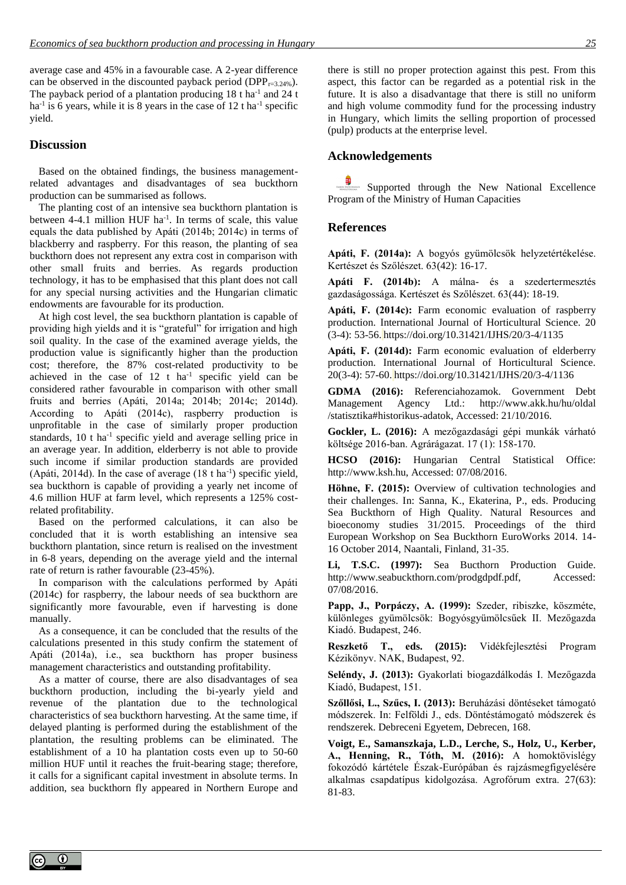average case and 45% in a favourable case. A 2-year difference can be observed in the discounted payback period ($DPP_{r=3.24\%}$). The payback period of a plantation producing 18 t $ha^{-1}$ and 24 t $ha^{-1}$ is 6 years, while it is 8 years in the case of 12 t $ha^{-1}$ specific yield.

## Discussion

Based on the obtained findings, the business management-related advantages and disadvantages of sea buckthorn production can be summarised as follows.

The planting cost of an intensive sea buckthorn plantation is between 4-4.1 million HUF $ha^{-1}$. In terms of scale, this value equals the data published by Apáti (2014b; 2014c) in terms of blackberry and raspberry. For this reason, the planting of sea buckthorn does not represent any extra cost in comparison with other small fruits and berries. As regards production technology, it has to be emphasised that this plant does not call for any special nursing activities and the Hungarian climatic endowments are favourable for its production.

At high cost level, the sea buckthorn plantation is capable of providing high yields and it is "grateful" for irrigation and high soil quality. In the case of the examined average yields, the production value is significantly higher than the production cost; therefore, the 87% cost-related productivity to be achieved in the case of 12 t $ha^{-1}$ specific yield can be considered rather favourable in comparison with other small fruits and berries (Apáti, 2014a; 2014b; 2014c; 2014d). According to Apáti (2014c), raspberry production is unprofitable in the case of similarly proper production standards, 10 t $ha^{-1}$ specific yield and average selling price in an average year. In addition, elderberry is not able to provide such income if similar production standards are provided (Apáti, 2014d). In the case of average (18 t $ha^{-1}$) specific yield, sea buckthorn is capable of providing a yearly net income of 4.6 million HUF at farm level, which represents a 125% cost-related profitability.

Based on the performed calculations, it can also be concluded that it is worth establishing an intensive sea buckthorn plantation, since return is realised on the investment in 6-8 years, depending on the average yield and the internal rate of return is rather favourable (23-45%).

In comparison with the calculations performed by Apáti (2014c) for raspberry, the labour needs of sea buckthorn are significantly more favourable, even if harvesting is done manually.

As a consequence, it can be concluded that the results of the calculations presented in this study confirm the statement of Apáti (2014a), i.e., sea buckthorn has proper business management characteristics and outstanding profitability.

As a matter of course, there are also disadvantages of sea buckthorn production, including the bi-yearly yield and revenue of the plantation due to the technological characteristics of sea buckthorn harvesting. At the same time, if delayed planting is performed during the establishment of the plantation, the resulting problems can be eliminated. The establishment of a 10 ha plantation costs even up to 50-60 million HUF until it reaches the fruit-bearing stage; therefore, it calls for a significant capital investment in absolute terms. In addition, sea buckthorn fly appeared in Northern Europe and there is still no proper protection against this pest. From this aspect, this factor can be regarded as a potential risk in the future. It is also a disadvantage that there is still no uniform and high volume commodity fund for the processing industry in Hungary, which limits the selling proportion of processed (pulp) products at the enterprise level.

## Acknowledgements

Supported through the New National Excellence Program of the Ministry of Human Capacities

## References

**Apáti, F. (2014a):** A bogyós gyümölcsök helyzetértékelése. Kertészet és Szőlészet. 63(42): 16-17.

**Apáti F. (2014b):** A málna- és a szedertermesztés gazdaságossága. Kertészet és Szőlészet. 63(44): 18-19.

**Apáti, F. (2014c):** Farm economic evaluation of raspberry production. International Journal of Horticultural Science. 20 (3-4): 53-56. https://doi.org/10.31421/IJHS/20/3-4/1135

**Apáti, F. (2014d):** Farm economic evaluation of elderberry production. International Journal of Horticultural Science. 20(3-4): 57-60. https://doi.org/10.31421/IJHS/20/3-4/1136

**GDMA (2016):** Referenciahozamok. Government Debt Management Agency Ltd.: http://www.akk.hu/hu/oldal/statisztika#historikus-adatok, Accessed: 21/10/2016.

**Gockler, L. (2016):** A mezőgazdasági gépi munkák várható költsége 2016-ban. Agrárágazat. 17 (1): 158-170.

**HCSO (2016):** Hungarian Central Statistical Office: http://www.ksh.hu, Accessed: 07/08/2016.

**Höhne, F. (2015):** Overview of cultivation technologies and their challenges. In: Sanna, K., Ekaterina, P., eds. Producing Sea Buckthorn of High Quality. Natural Resources and bioeconomy studies 31/2015. Proceedings of the third European Workshop on Sea Buckthorn EuroWorks 2014. 14-16 October 2014, Naantali, Finland, 31-35.

**Li, T.S.C. (1997):** Sea Bucthorn Production Guide. http://www.seabuckthorn.com/prodgdpdf.pdf, Accessed: 07/08/2016.

**Papp, J., Porpáczy, A. (1999):** Szeder, ribiszke, köszméte, különleges gyümölcsök: Bogyósgyümölcsűek II. Mezőgazda Kiadó. Budapest, 246.

**Reszkető T., eds. (2015):** Vidékfejlesztési Program Kézikönyv. NAK, Budapest, 92.

**Seléndy, J. (2013):** Gyakorlati biogazdálkodás I. Mezőgazda Kiadó, Budapest, 151.

**Szőllősi, L., Szűcs, I. (2013):** Beruházási döntéseket támogató módszerek. In: Felföldi J., eds. Döntéstámogató módszerek és rendszerek. Debreceni Egyetem, Debrecen, 168.

**Voigt, E., Samanszkaja, L.D., Lerche, S., Holz, U., Kerber, A., Henning, R., Tóth, M. (2016):** A homoktövislégy fokozódó kártétele Észak-Európában és rajzásmegfigyelésére alkalmas csapdatípus kidolgozása. Agrofórum extra. 27(63): 81-83.